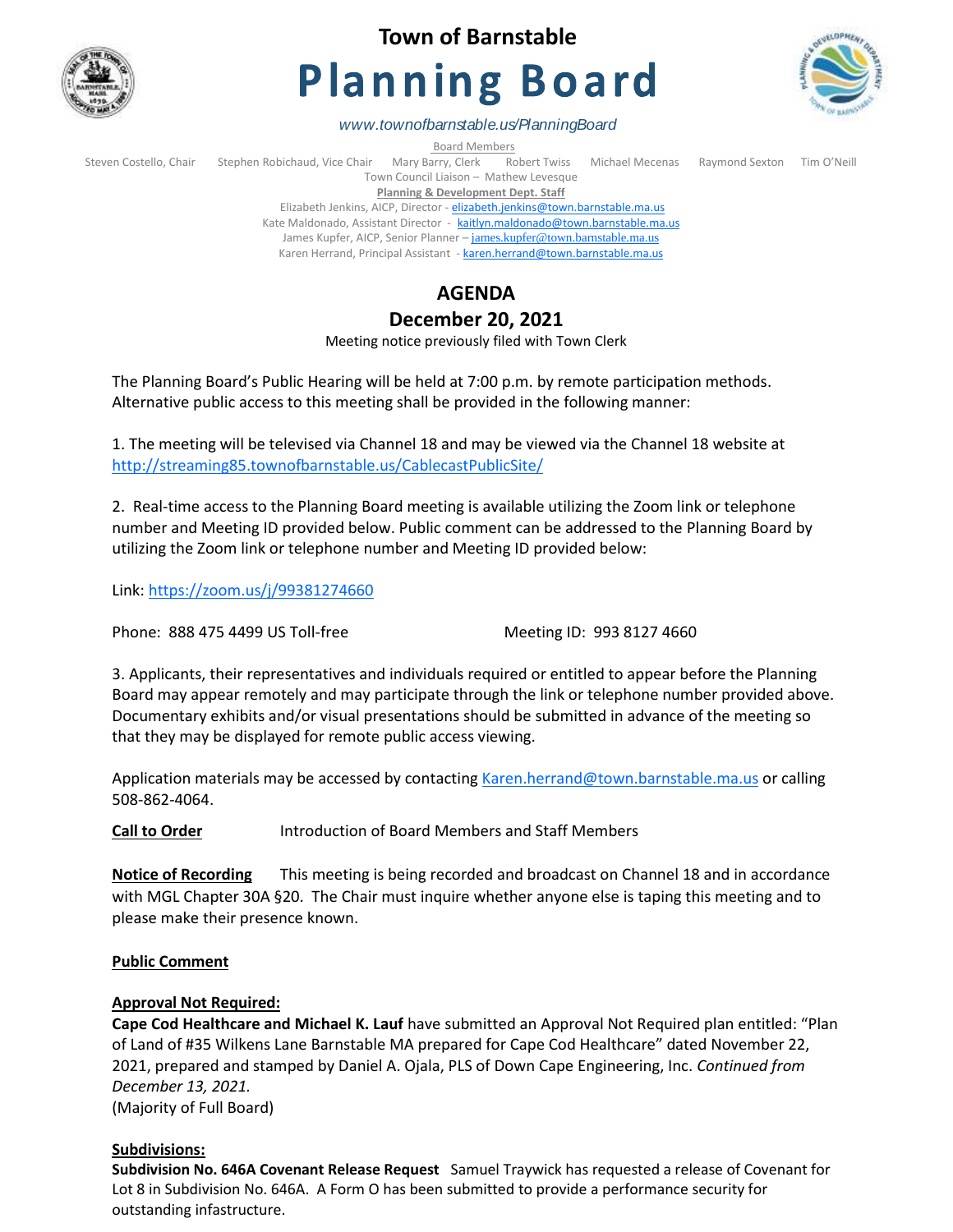# Town of Barnstable

# Planning Board

*www.townofbarnstable.us/PlanningBoard*

Board Members

Steven Costello, Chair   Stephen Robichaud, Vice Chair   Mary Barry, Clerk   Robert Twiss   Michael Mecenas   Raymond Sexton   Tim O'Neill

Town Council Liaison – Mathew Levesque

**Planning & Development Dept. Staff**

Elizabeth Jenkins, AICP, Director - elizabeth.jenkins@town.barnstable.ma.us

Kate Maldonado, Assistant Director - kaitlyn.maldonado@town.barnstable.ma.us

James Kupfer, AICP, Senior Planner – james.kupfer@town.barnstable.ma.us

Karen Herrand, Principal Assistant - karen.herrand@town.barnstable.ma.us

## AGENDA

## December 20, 2021

Meeting notice previously filed with Town Clerk

The Planning Board's Public Hearing will be held at 7:00 p.m. by remote participation methods. Alternative public access to this meeting shall be provided in the following manner:

1. The meeting will be televised via Channel 18 and may be viewed via the Channel 18 website at http://streaming85.townofbarnstable.us/CablecastPublicSite/

2. Real-time access to the Planning Board meeting is available utilizing the Zoom link or telephone number and Meeting ID provided below. Public comment can be addressed to the Planning Board by utilizing the Zoom link or telephone number and Meeting ID provided below:

Link: https://zoom.us/j/99381274660

Phone: 888 475 4499 US Toll-free   Meeting ID: 993 8127 4660

3. Applicants, their representatives and individuals required or entitled to appear before the Planning Board may appear remotely and may participate through the link or telephone number provided above. Documentary exhibits and/or visual presentations should be submitted in advance of the meeting so that they may be displayed for remote public access viewing.

Application materials may be accessed by contacting Karen.herrand@town.barnstable.ma.us or calling 508-862-4064.

**Call to Order**   Introduction of Board Members and Staff Members

**Notice of Recording**   This meeting is being recorded and broadcast on Channel 18 and in accordance with MGL Chapter 30A §20. The Chair must inquire whether anyone else is taping this meeting and to please make their presence known.

**Public Comment**

**Approval Not Required:**

**Cape Cod Healthcare and Michael K. Lauf** have submitted an Approval Not Required plan entitled: "Plan of Land of #35 Wilkens Lane Barnstable MA prepared for Cape Cod Healthcare" dated November 22, 2021, prepared and stamped by Daniel A. Ojala, PLS of Down Cape Engineering, Inc. *Continued from December 13, 2021.*
(Majority of Full Board)

**Subdivisions:**

**Subdivision No. 646A Covenant Release Request**   Samuel Traywick has requested a release of Covenant for Lot 8 in Subdivision No. 646A. A Form O has been submitted to provide a performance security for outstanding infastructure.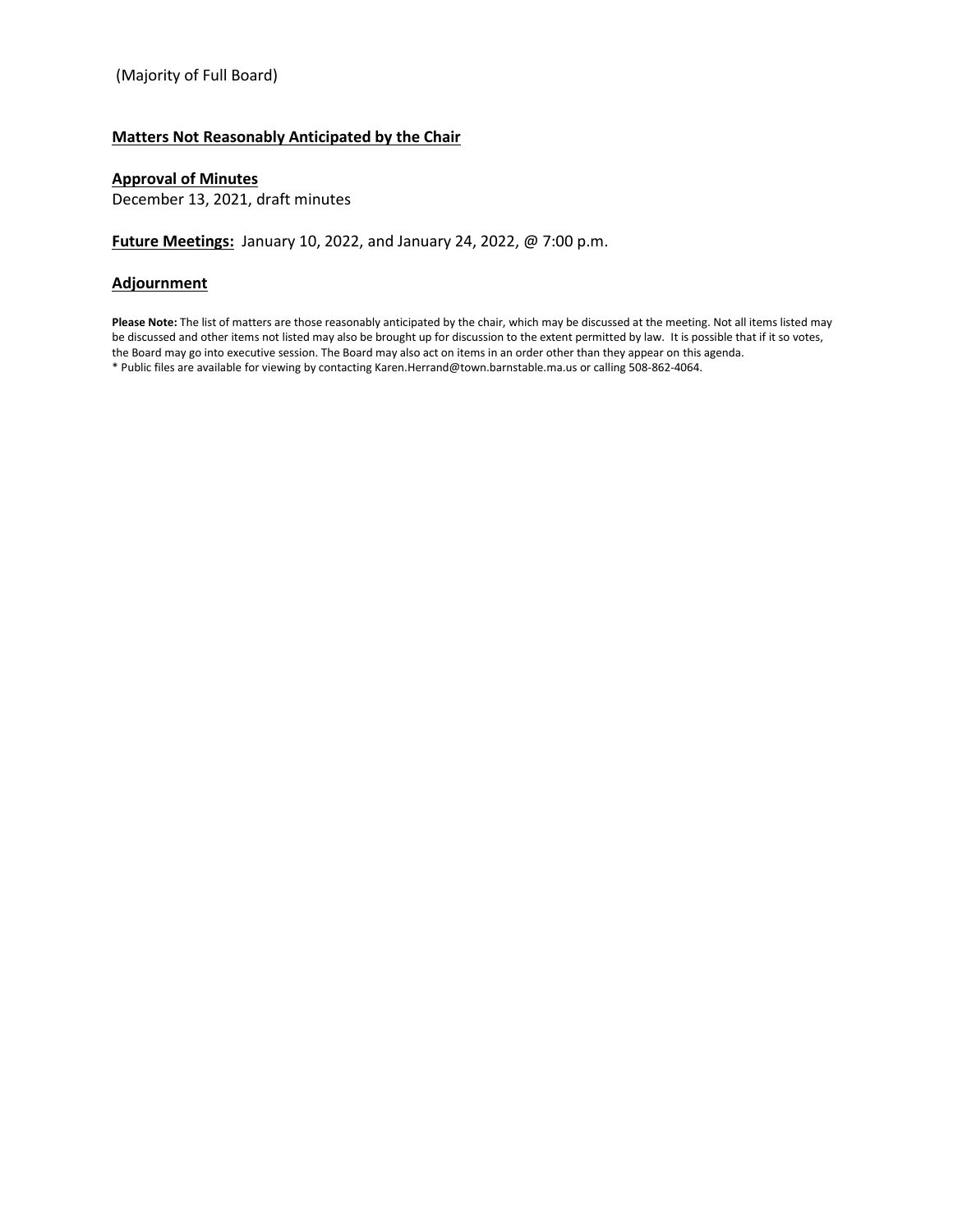(Majority of Full Board)

**Matters Not Reasonably Anticipated by the Chair**

**Approval of Minutes**

December 13, 2021, draft minutes

**Future Meetings:** January 10, 2022, and January 24, 2022, @ 7:00 p.m.

**Adjournment**

**Please Note:** The list of matters are those reasonably anticipated by the chair, which may be discussed at the meeting. Not all items listed may be discussed and other items not listed may also be brought up for discussion to the extent permitted by law. It is possible that if it so votes, the Board may go into executive session. The Board may also act on items in an order other than they appear on this agenda.

* Public files are available for viewing by contacting Karen.Herrand@town.barnstable.ma.us or calling 508-862-4064.